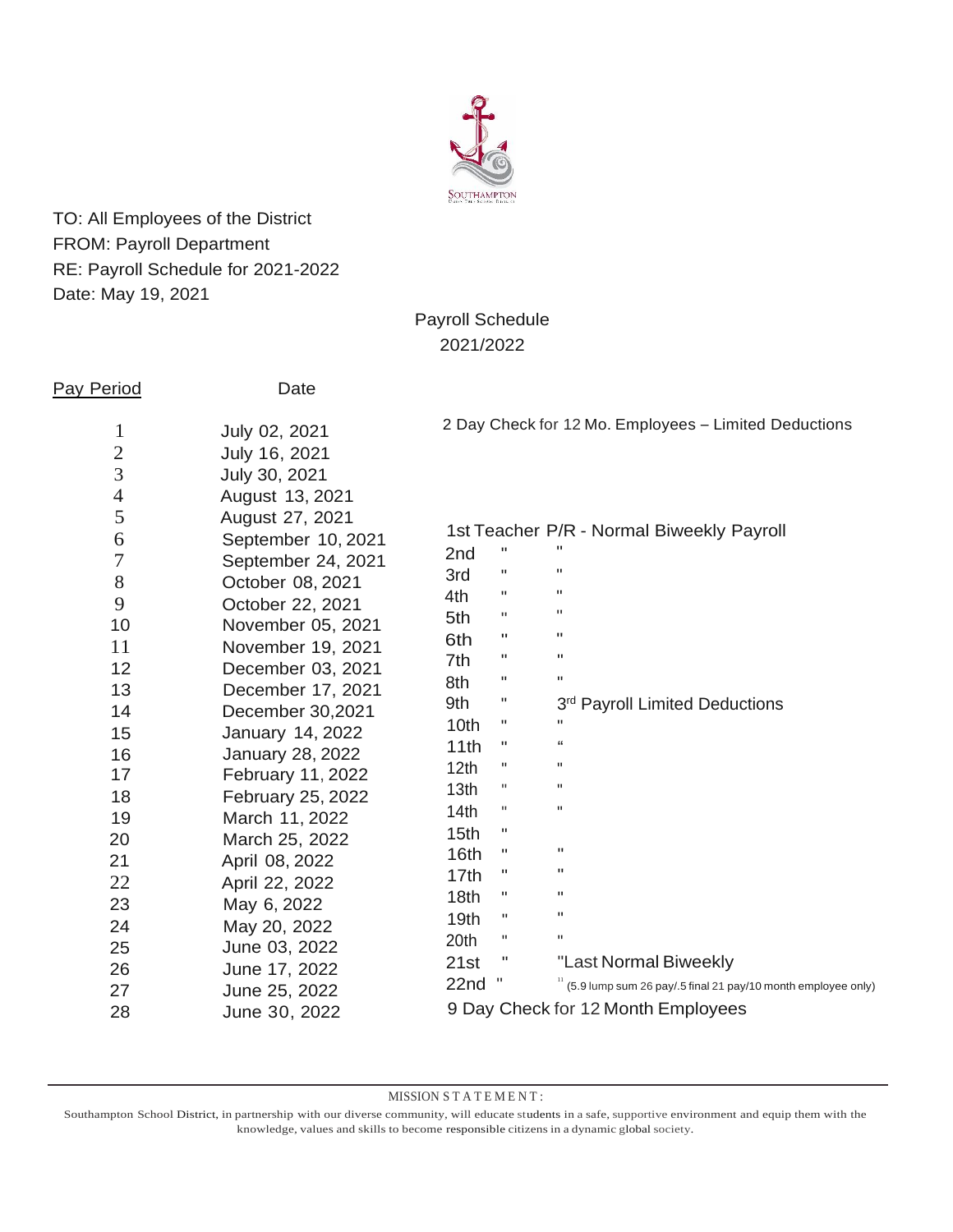TO: All Employees of the District
FROM: Payroll Department
RE: Payroll Schedule for 2021-2022
Date: May 19, 2021

## Payroll Schedule 2021/2022

| Pay Period | Date | | | |
|---|---|---|---|---|
| 1 | July 02, 2021 | 2 Day Check for 12 Mo. Employees – Limited Deductions | | |
| 2 | July 16, 2021 | | | |
| 3 | July 30, 2021 | | | |
| 4 | August 13, 2021 | | | |
| 5 | August 27, 2021 | 1st | Teacher P/R | - Normal Biweekly Payroll |
| 6 | September 10, 2021 | 2nd | " | " |
| 7 | September 24, 2021 | 3rd | " | " |
| 8 | October 08, 2021 | 4th | " | " |
| 9 | October 22, 2021 | 5th | " | " |
| 10 | November 05, 2021 | 6th | " | " |
| 11 | November 19, 2021 | 7th | " | " |
| 12 | December 03, 2021 | 8th | " | " |
| 13 | December 17, 2021 | 9th | " | 3rd Payroll Limited Deductions |
| 14 | December 30,2021 | 10th | " | " |
| 15 | January 14, 2022 | 11th | " | " |
| 16 | January 28, 2022 | 12th | " | " |
| 17 | February 11, 2022 | 13th | " | " |
| 18 | February 25, 2022 | 14th | " | " |
| 19 | March 11, 2022 | 15th | " | |
| 20 | March 25, 2022 | 16th | " | " |
| 21 | April 08, 2022 | 17th | " | " |
| 22 | April 22, 2022 | 18th | " | " |
| 23 | May 6, 2022 | 19th | " | " |
| 24 | May 20, 2022 | 20th | " | " |
| 25 | June 03, 2022 | 21st | " | "Last Normal Biweekly |
| 26 | June 17, 2022 | 22nd | " | " (5.9 lump sum 26 pay/.5 final 21 pay/10 month employee only) |
| 27 | June 25, 2022 | 9 Day Check for 12 Month Employees | | |
| 28 | June 30, 2022 | | | |

MISSION STATEMENT:

Southampton School District, in partnership with our diverse community, will educate students in a safe, supportive environment and equip them with the knowledge, values and skills to become responsible citizens in a dynamic global society.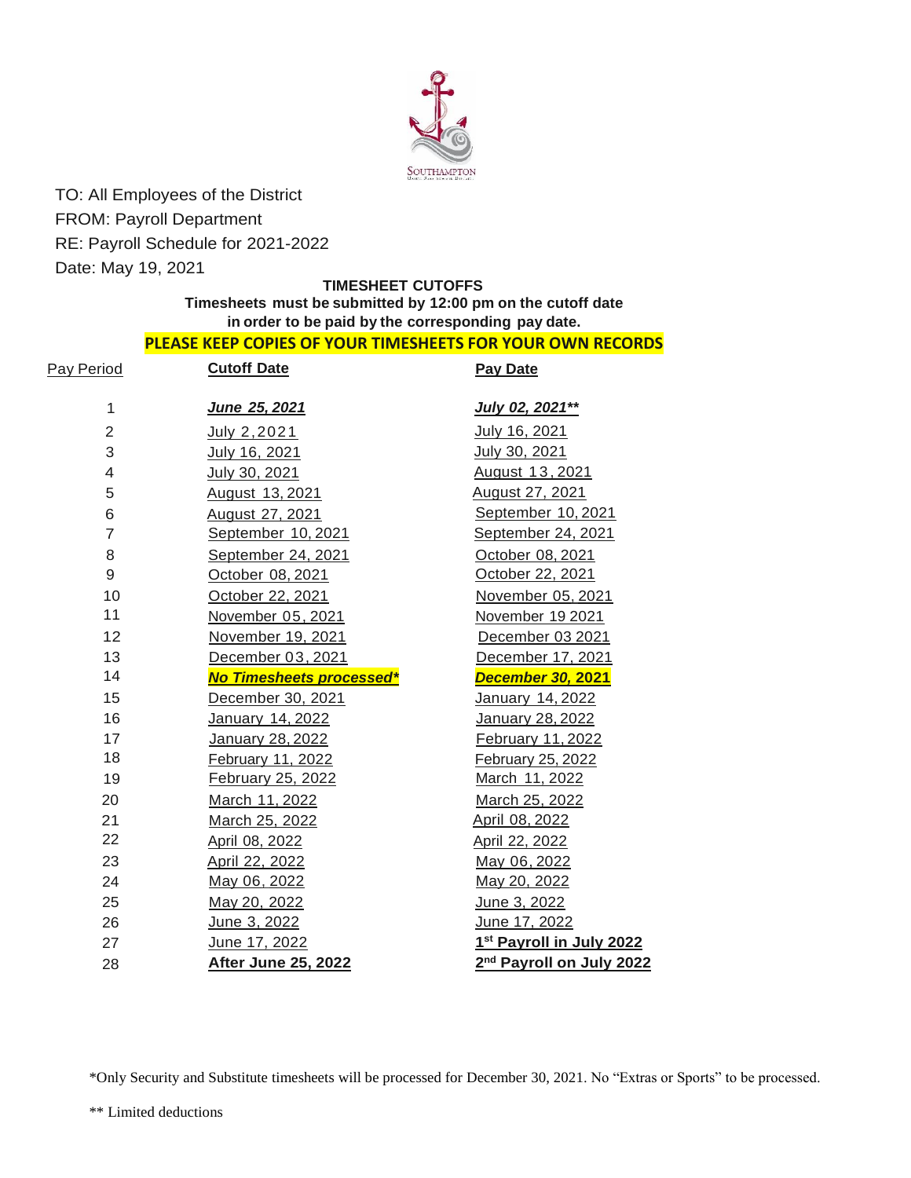SOUTHAMPTON

TO: All Employees of the District
FROM: Payroll Department
RE: Payroll Schedule for 2021-2022
Date: May 19, 2021

**TIMESHEET CUTOFFS**

**Timesheets must be submitted by 12:00 pm on the cutoff date in order to be paid by the corresponding pay date.**

**PLEASE KEEP COPIES OF YOUR TIMESHEETS FOR YOUR OWN RECORDS**

| Pay Period | Cutoff Date | Pay Date |
|---|---|---|
| 1 | ***June 25, 2021*** | ***July 02, 2021**** |
| 2 | July 2, 2021 | July 16, 2021 |
| 3 | July 16, 2021 | July 30, 2021 |
| 4 | July 30, 2021 | August 13, 2021 |
| 5 | August 13, 2021 | August 27, 2021 |
| 6 | August 27, 2021 | September 10, 2021 |
| 7 | September 10, 2021 | September 24, 2021 |
| 8 | September 24, 2021 | October 08, 2021 |
| 9 | October 08, 2021 | October 22, 2021 |
| 10 | October 22, 2021 | November 05, 2021 |
| 11 | November 05, 2021 | November 19 2021 |
| 12 | November 19, 2021 | December 03 2021 |
| 13 | December 03, 2021 | December 17, 2021 |
| 14 | ***No Timesheets processed**** | ***December 30, 2021*** |
| 15 | December 30, 2021 | January 14, 2022 |
| 16 | January 14, 2022 | January 28, 2022 |
| 17 | January 28, 2022 | February 11, 2022 |
| 18 | February 11, 2022 | February 25, 2022 |
| 19 | February 25, 2022 | March 11, 2022 |
| 20 | March 11, 2022 | March 25, 2022 |
| 21 | March 25, 2022 | April 08, 2022 |
| 22 | April 08, 2022 | April 22, 2022 |
| 23 | April 22, 2022 | May 06, 2022 |
| 24 | May 06, 2022 | May 20, 2022 |
| 25 | May 20, 2022 | June 3, 2022 |
| 26 | June 3, 2022 | June 17, 2022 |
| 27 | June 17, 2022 | **1st Payroll in July 2022** |
| 28 | **After June 25, 2022** | **2nd Payroll on July 2022** |

*Only Security and Substitute timesheets will be processed for December 30, 2021. No "Extras or Sports" to be processed.

** Limited deductions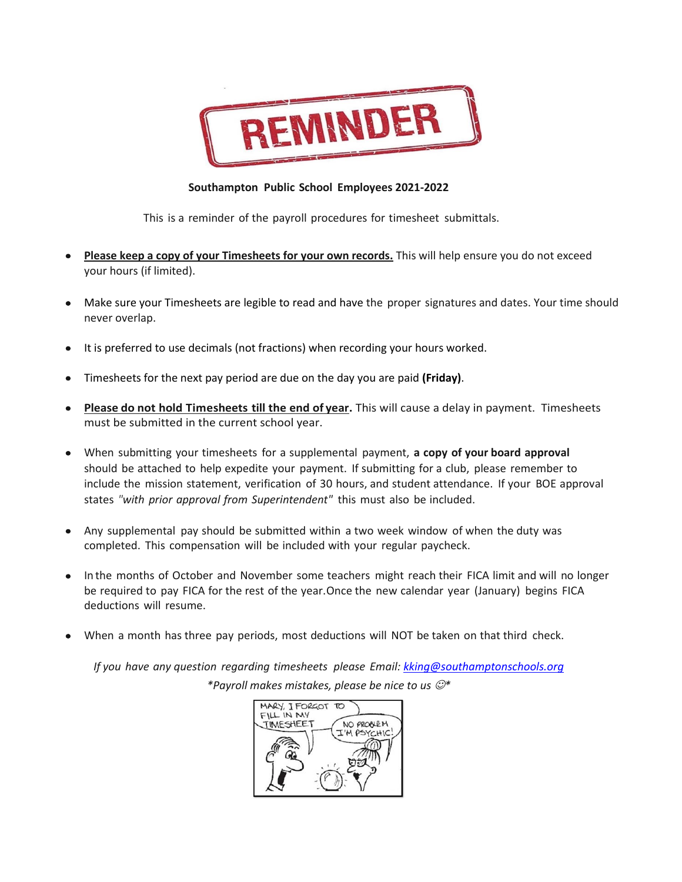REMINDER

**Southampton Public School Employees 2021-2022**

This is a reminder of the payroll procedures for timesheet submittals.

- **Please keep a copy of your Timesheets for your own records.** This will help ensure you do not exceed your hours (if limited).
- Make sure your Timesheets are legible to read and have the proper signatures and dates. Your time should never overlap.
- It is preferred to use decimals (not fractions) when recording your hours worked.
- Timesheets for the next pay period are due on the day you are paid **(Friday)**.
- **Please do not hold Timesheets till the end of year.** This will cause a delay in payment. Timesheets must be submitted in the current school year.
- When submitting your timesheets for a supplemental payment, **a copy of your board approval** should be attached to help expedite your payment. If submitting for a club, please remember to include the mission statement, verification of 30 hours, and student attendance. If your BOE approval states *"with prior approval from Superintendent"* this must also be included.
- Any supplemental pay should be submitted within a two week window of when the duty was completed. This compensation will be included with your regular paycheck.
- In the months of October and November some teachers might reach their FICA limit and will no longer be required to pay FICA for the rest of the year.Once the new calendar year (January) begins FICA deductions will resume.
- When a month has three pay periods, most deductions will NOT be taken on that third check.

*If you have any question regarding timesheets please Email: kking@southamptonschools.org*

*\*Payroll makes mistakes, please be nice to us ☺\**

MARY, I FORGOT TO FILL IN MY TIMESHEET

NO PROBLEM I'M PSYCHIC!